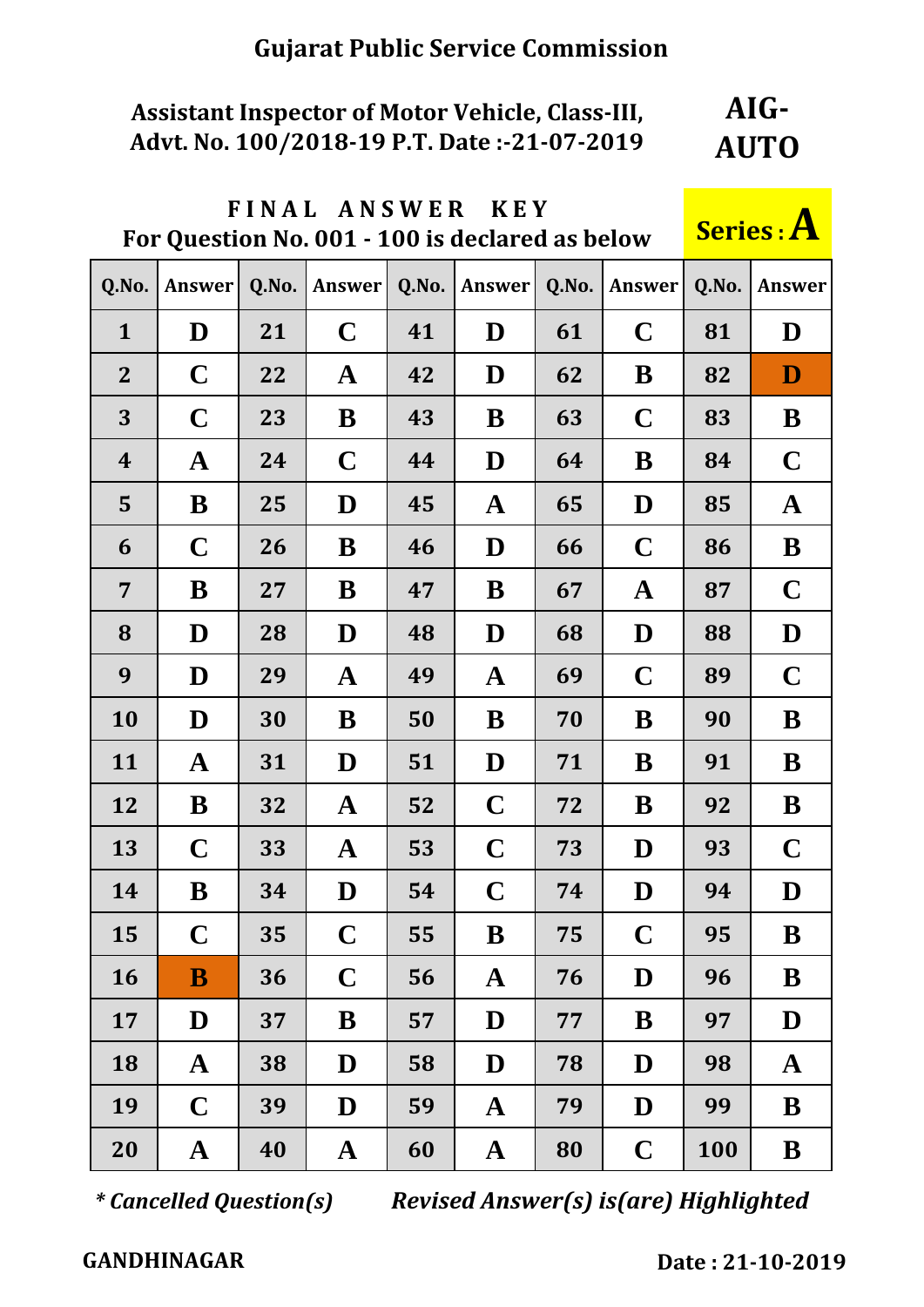# Gujarat Public Service Commission

**Assistant Inspector of Motor Vehicle, Class-III,**
**Advt. No. 100/2018-19 P.T. Date :-21-07-2019**

**AIG-AUTO**

**FINAL ANSWER KEY**
**For Question No. 001 - 100 is declared as below**

**Series : A**

| Q.No. | Answer | Q.No. | Answer | Q.No. | Answer | Q.No. | Answer | Q.No. | Answer |
|---|---|---|---|---|---|---|---|---|---|
| 1 | D | 21 | C | 41 | D | 61 | C | 81 | D |
| 2 | C | 22 | A | 42 | D | 62 | B | 82 | D |
| 3 | C | 23 | B | 43 | B | 63 | C | 83 | B |
| 4 | A | 24 | C | 44 | D | 64 | B | 84 | C |
| 5 | B | 25 | D | 45 | A | 65 | D | 85 | A |
| 6 | C | 26 | B | 46 | D | 66 | C | 86 | B |
| 7 | B | 27 | B | 47 | B | 67 | A | 87 | C |
| 8 | D | 28 | D | 48 | D | 68 | D | 88 | D |
| 9 | D | 29 | A | 49 | A | 69 | C | 89 | C |
| 10 | D | 30 | B | 50 | B | 70 | B | 90 | B |
| 11 | A | 31 | D | 51 | D | 71 | B | 91 | B |
| 12 | B | 32 | A | 52 | C | 72 | B | 92 | B |
| 13 | C | 33 | A | 53 | C | 73 | D | 93 | C |
| 14 | B | 34 | D | 54 | C | 74 | D | 94 | D |
| 15 | C | 35 | C | 55 | B | 75 | C | 95 | B |
| 16 | B | 36 | C | 56 | A | 76 | D | 96 | B |
| 17 | D | 37 | B | 57 | D | 77 | B | 97 | D |
| 18 | A | 38 | D | 58 | D | 78 | D | 98 | A |
| 19 | C | 39 | D | 59 | A | 79 | D | 99 | B |
| 20 | A | 40 | A | 60 | A | 80 | C | 100 | B |

*\* Cancelled Question(s)*  *Revised Answer(s) is(are) Highlighted*

**GANDHINAGAR**  **Date : 21-10-2019**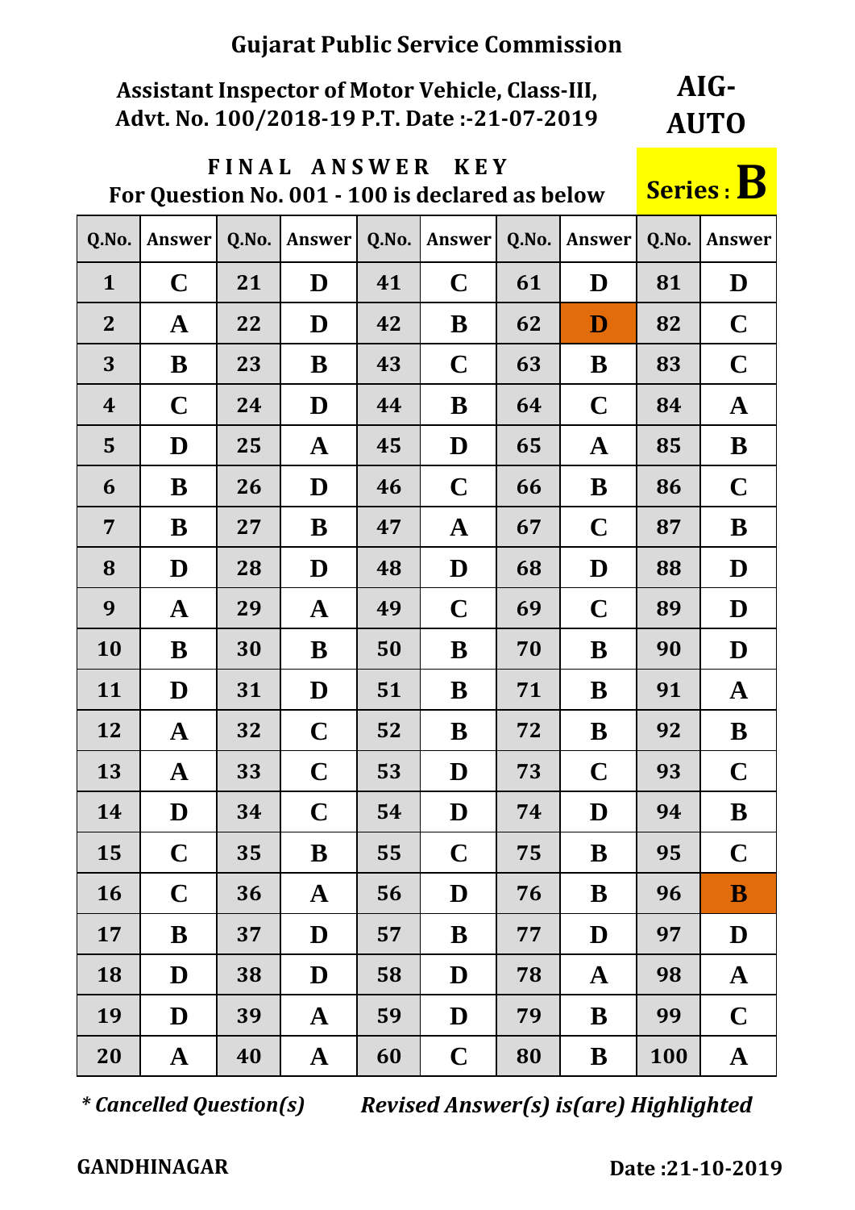# Gujarat Public Service Commission

**Assistant Inspector of Motor Vehicle, Class-III,**
**Advt. No. 100/2018-19 P.T. Date :-21-07-2019**

**AIG-AUTO**

**FINAL ANSWER KEY**
**For Question No. 001 - 100 is declared as below**

**Series : B**

| Q.No. | Answer | Q.No. | Answer | Q.No. | Answer | Q.No. | Answer | Q.No. | Answer |
|---|---|---|---|---|---|---|---|---|---|
| 1 | C | 21 | D | 41 | C | 61 | D | 81 | D |
| 2 | A | 22 | D | 42 | B | 62 | D | 82 | C |
| 3 | B | 23 | B | 43 | C | 63 | B | 83 | C |
| 4 | C | 24 | D | 44 | B | 64 | C | 84 | A |
| 5 | D | 25 | A | 45 | D | 65 | A | 85 | B |
| 6 | B | 26 | D | 46 | C | 66 | B | 86 | C |
| 7 | B | 27 | B | 47 | A | 67 | C | 87 | B |
| 8 | D | 28 | D | 48 | D | 68 | D | 88 | D |
| 9 | A | 29 | A | 49 | C | 69 | C | 89 | D |
| 10 | B | 30 | B | 50 | B | 70 | B | 90 | D |
| 11 | D | 31 | D | 51 | B | 71 | B | 91 | A |
| 12 | A | 32 | C | 52 | B | 72 | B | 92 | B |
| 13 | A | 33 | C | 53 | D | 73 | C | 93 | C |
| 14 | D | 34 | C | 54 | D | 74 | D | 94 | B |
| 15 | C | 35 | B | 55 | C | 75 | B | 95 | C |
| 16 | C | 36 | A | 56 | D | 76 | B | 96 | B |
| 17 | B | 37 | D | 57 | B | 77 | D | 97 | D |
| 18 | D | 38 | D | 58 | D | 78 | A | 98 | A |
| 19 | D | 39 | A | 59 | D | 79 | B | 99 | C |
| 20 | A | 40 | A | 60 | C | 80 | B | 100 | A |

*\* Cancelled Question(s)*　　*Revised Answer(s) is(are) Highlighted*

**GANDHINAGAR**　　**Date :21-10-2019**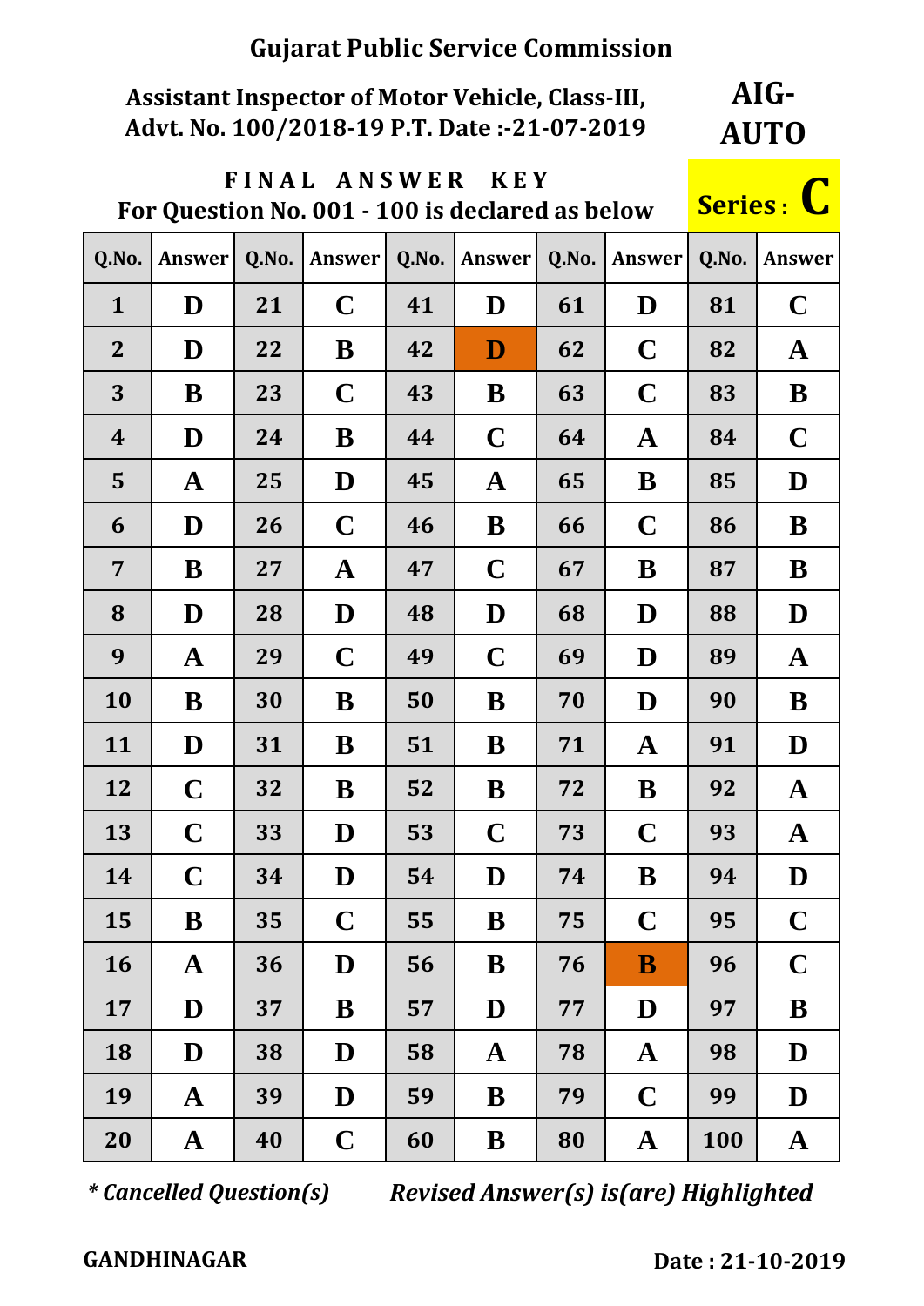# Gujarat Public Service Commission

**Assistant Inspector of Motor Vehicle, Class-III,**
**Advt. No. 100/2018-19 P.T. Date :-21-07-2019**

**AIG-AUTO**

## FINAL ANSWER KEY

**For Question No. 001 - 100 is declared as below**

**Series : C**

| Q.No. | Answer | Q.No. | Answer | Q.No. | Answer | Q.No. | Answer | Q.No. | Answer |
|---|---|---|---|---|---|---|---|---|---|
| 1 | D | 21 | C | 41 | D | 61 | D | 81 | C |
| 2 | D | 22 | B | 42 | D | 62 | C | 82 | A |
| 3 | B | 23 | C | 43 | B | 63 | C | 83 | B |
| 4 | D | 24 | B | 44 | C | 64 | A | 84 | C |
| 5 | A | 25 | D | 45 | A | 65 | B | 85 | D |
| 6 | D | 26 | C | 46 | B | 66 | C | 86 | B |
| 7 | B | 27 | A | 47 | C | 67 | B | 87 | B |
| 8 | D | 28 | D | 48 | D | 68 | D | 88 | D |
| 9 | A | 29 | C | 49 | C | 69 | D | 89 | A |
| 10 | B | 30 | B | 50 | B | 70 | D | 90 | B |
| 11 | D | 31 | B | 51 | B | 71 | A | 91 | D |
| 12 | C | 32 | B | 52 | B | 72 | B | 92 | A |
| 13 | C | 33 | D | 53 | C | 73 | C | 93 | A |
| 14 | C | 34 | D | 54 | D | 74 | B | 94 | D |
| 15 | B | 35 | C | 55 | B | 75 | C | 95 | C |
| 16 | A | 36 | D | 56 | B | 76 | B | 96 | C |
| 17 | D | 37 | B | 57 | D | 77 | D | 97 | B |
| 18 | D | 38 | D | 58 | A | 78 | A | 98 | D |
| 19 | A | 39 | D | 59 | B | 79 | C | 99 | D |
| 20 | A | 40 | C | 60 | B | 80 | A | 100 | A |

*\* Cancelled Question(s)* *Revised Answer(s) is(are) Highlighted*

**GANDHINAGAR** **Date : 21-10-2019**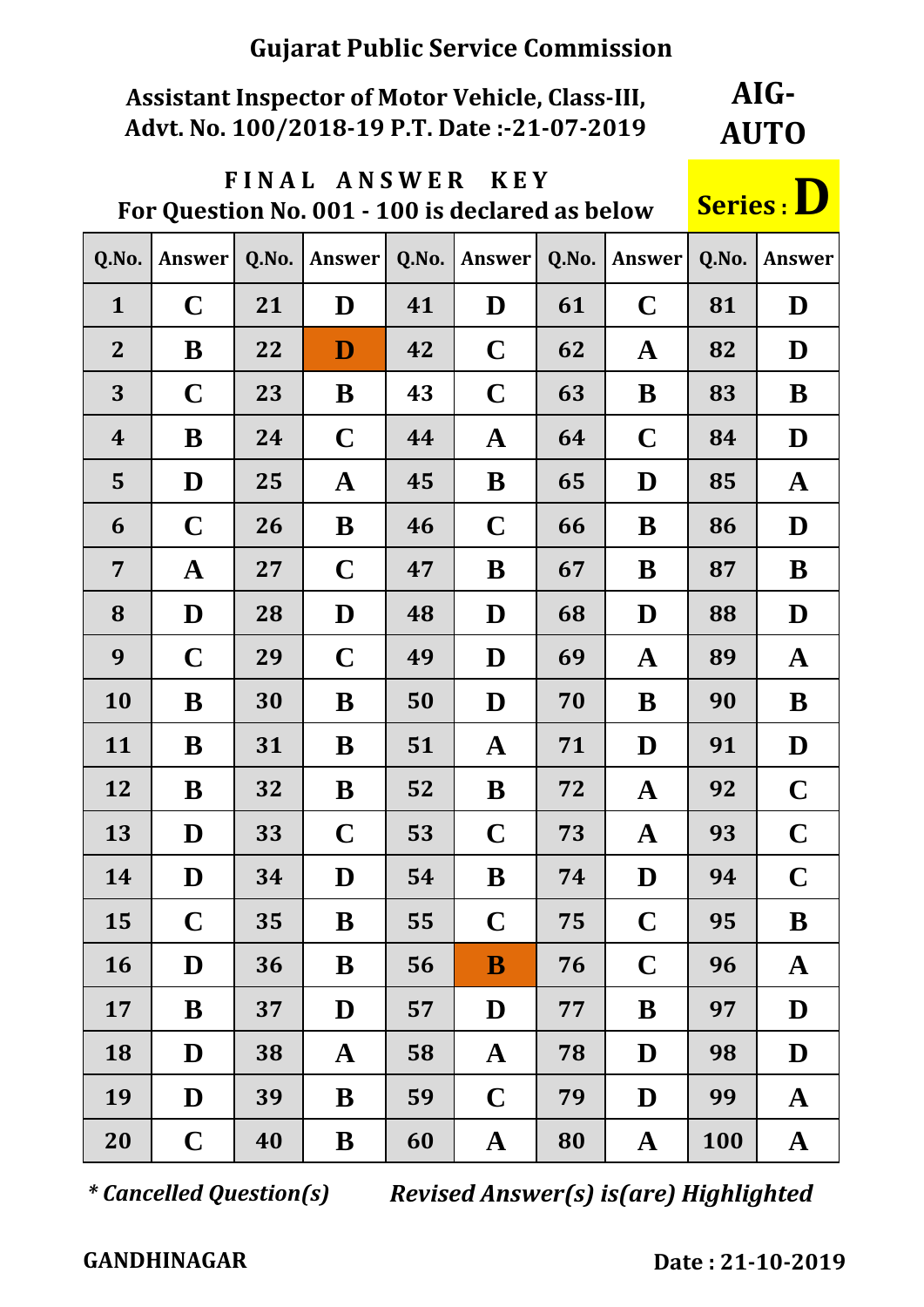# Gujarat Public Service Commission

**Assistant Inspector of Motor Vehicle, Class-III,**
**Advt. No. 100/2018-19 P.T. Date :-21-07-2019**

**AIG-AUTO**

**FINAL ANSWER KEY**
**For Question No. 001 - 100 is declared as below**

**Series : D**

| Q.No. | Answer | Q.No. | Answer | Q.No. | Answer | Q.No. | Answer | Q.No. | Answer |
|---|---|---|---|---|---|---|---|---|---|
| 1 | C | 21 | D | 41 | D | 61 | C | 81 | D |
| 2 | B | 22 | D | 42 | C | 62 | A | 82 | D |
| 3 | C | 23 | B | 43 | C | 63 | B | 83 | B |
| 4 | B | 24 | C | 44 | A | 64 | C | 84 | D |
| 5 | D | 25 | A | 45 | B | 65 | D | 85 | A |
| 6 | C | 26 | B | 46 | C | 66 | B | 86 | D |
| 7 | A | 27 | C | 47 | B | 67 | B | 87 | B |
| 8 | D | 28 | D | 48 | D | 68 | D | 88 | D |
| 9 | C | 29 | C | 49 | D | 69 | A | 89 | A |
| 10 | B | 30 | B | 50 | D | 70 | B | 90 | B |
| 11 | B | 31 | B | 51 | A | 71 | D | 91 | D |
| 12 | B | 32 | B | 52 | B | 72 | A | 92 | C |
| 13 | D | 33 | C | 53 | C | 73 | A | 93 | C |
| 14 | D | 34 | D | 54 | B | 74 | D | 94 | C |
| 15 | C | 35 | B | 55 | C | 75 | C | 95 | B |
| 16 | D | 36 | B | 56 | B | 76 | C | 96 | A |
| 17 | B | 37 | D | 57 | D | 77 | B | 97 | D |
| 18 | D | 38 | A | 58 | A | 78 | D | 98 | D |
| 19 | D | 39 | B | 59 | C | 79 | D | 99 | A |
| 20 | C | 40 | B | 60 | A | 80 | A | 100 | A |

*\* Cancelled Question(s)*     *Revised Answer(s) is(are) Highlighted*

**GANDHINAGAR**     **Date : 21-10-2019**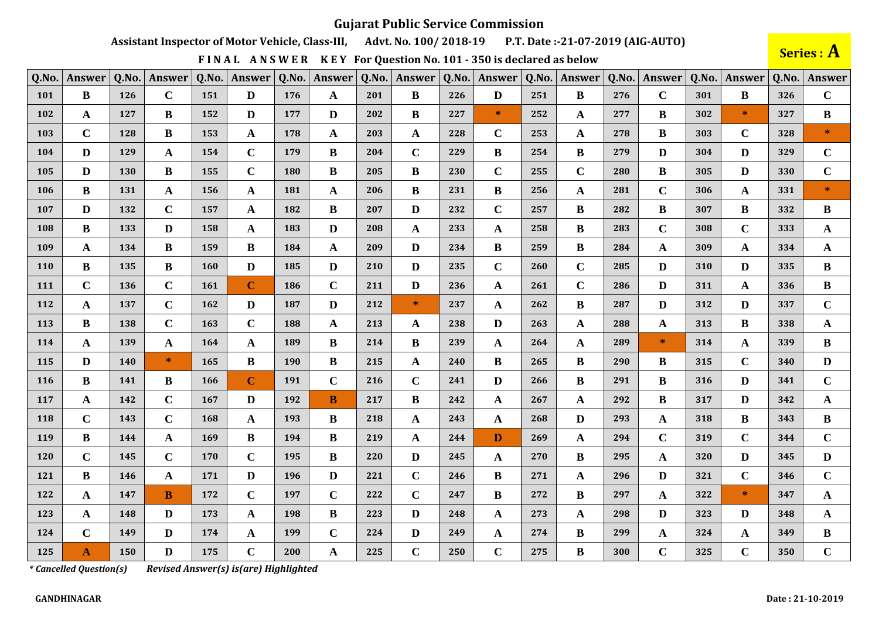# Gujarat Public Service Commission

**Assistant Inspector of Motor Vehicle, Class-III, Advt. No. 100/ 2018-19 P.T. Date :-21-07-2019 (AIG-AUTO)**

**Series : A**

**FINAL ANSWER KEY For Question No. 101 - 350 is declared as below**

| Q.No. | Answer | Q.No. | Answer | Q.No. | Answer | Q.No. | Answer | Q.No. | Answer | Q.No. | Answer | Q.No. | Answer | Q.No. | Answer | Q.No. | Answer | Q.No. | Answer |
|---|---|---|---|---|---|---|---|---|---|---|---|---|---|---|---|---|---|---|---|
| 101 | B | 126 | C | 151 | D | 176 | A | 201 | B | 226 | D | 251 | B | 276 | C | 301 | B | 326 | C |
| 102 | A | 127 | B | 152 | D | 177 | D | 202 | B | 227 | * | 252 | A | 277 | B | 302 | * | 327 | B |
| 103 | C | 128 | B | 153 | A | 178 | A | 203 | A | 228 | C | 253 | A | 278 | B | 303 | C | 328 | * |
| 104 | D | 129 | A | 154 | C | 179 | B | 204 | C | 229 | B | 254 | B | 279 | D | 304 | D | 329 | C |
| 105 | D | 130 | B | 155 | C | 180 | B | 205 | B | 230 | C | 255 | C | 280 | B | 305 | D | 330 | C |
| 106 | B | 131 | A | 156 | A | 181 | A | 206 | B | 231 | B | 256 | A | 281 | C | 306 | A | 331 | * |
| 107 | D | 132 | C | 157 | A | 182 | B | 207 | D | 232 | C | 257 | B | 282 | B | 307 | B | 332 | B |
| 108 | B | 133 | D | 158 | A | 183 | D | 208 | A | 233 | A | 258 | B | 283 | C | 308 | C | 333 | A |
| 109 | A | 134 | B | 159 | B | 184 | A | 209 | D | 234 | B | 259 | B | 284 | A | 309 | A | 334 | A |
| 110 | B | 135 | B | 160 | D | 185 | D | 210 | D | 235 | C | 260 | C | 285 | D | 310 | D | 335 | B |
| 111 | C | 136 | C | 161 | C | 186 | C | 211 | D | 236 | A | 261 | C | 286 | D | 311 | A | 336 | B |
| 112 | A | 137 | C | 162 | D | 187 | D | 212 | * | 237 | A | 262 | B | 287 | D | 312 | D | 337 | C |
| 113 | B | 138 | C | 163 | C | 188 | A | 213 | A | 238 | D | 263 | A | 288 | A | 313 | B | 338 | A |
| 114 | A | 139 | A | 164 | A | 189 | B | 214 | B | 239 | A | 264 | A | 289 | * | 314 | A | 339 | B |
| 115 | D | 140 | * | 165 | B | 190 | B | 215 | A | 240 | B | 265 | B | 290 | B | 315 | C | 340 | D |
| 116 | B | 141 | B | 166 | C | 191 | C | 216 | C | 241 | D | 266 | B | 291 | B | 316 | D | 341 | C |
| 117 | A | 142 | C | 167 | D | 192 | B | 217 | B | 242 | A | 267 | A | 292 | B | 317 | D | 342 | A |
| 118 | C | 143 | C | 168 | A | 193 | B | 218 | A | 243 | A | 268 | D | 293 | A | 318 | B | 343 | B |
| 119 | B | 144 | A | 169 | B | 194 | B | 219 | A | 244 | D | 269 | A | 294 | C | 319 | C | 344 | C |
| 120 | C | 145 | C | 170 | C | 195 | B | 220 | D | 245 | A | 270 | B | 295 | A | 320 | D | 345 | D |
| 121 | B | 146 | A | 171 | D | 196 | D | 221 | C | 246 | B | 271 | A | 296 | D | 321 | C | 346 | C |
| 122 | A | 147 | B | 172 | C | 197 | C | 222 | C | 247 | B | 272 | B | 297 | A | 322 | * | 347 | A |
| 123 | A | 148 | D | 173 | A | 198 | B | 223 | D | 248 | A | 273 | A | 298 | D | 323 | D | 348 | A |
| 124 | C | 149 | D | 174 | A | 199 | C | 224 | D | 249 | A | 274 | B | 299 | A | 324 | A | 349 | B |
| 125 | A | 150 | D | 175 | C | 200 | A | 225 | C | 250 | C | 275 | B | 300 | C | 325 | C | 350 | C |

*\* Cancelled Question(s)* *Revised Answer(s) is(are) Highlighted*

**GANDHINAGAR** **Date : 21-10-2019**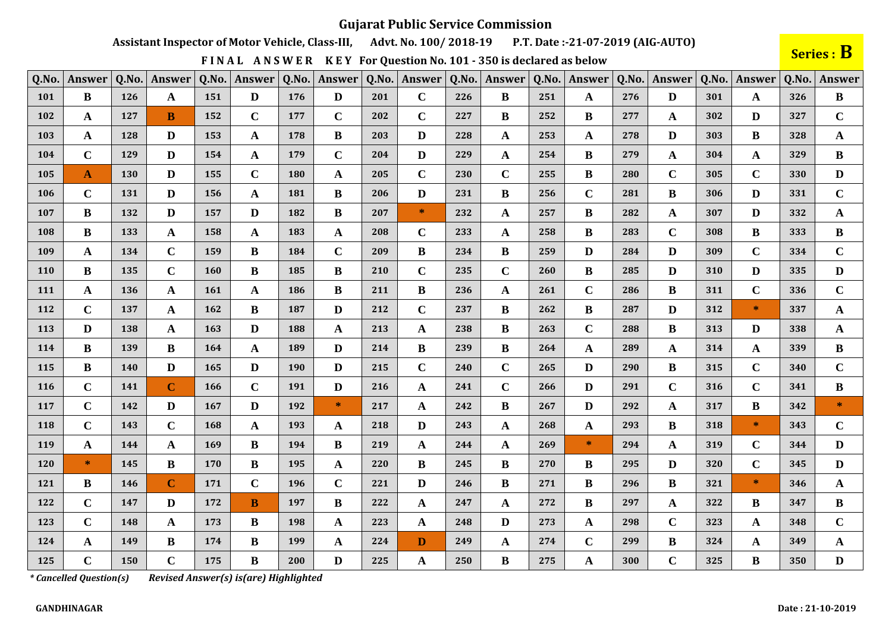# Gujarat Public Service Commission

**Assistant Inspector of Motor Vehicle, Class-III, Advt. No. 100/ 2018-19 P.T. Date :-21-07-2019 (AIG-AUTO)**

**F I N A L A N S W E R K E Y For Question No. 101 - 350 is declared as below**

**Series : B**

| Q.No. | Answer | Q.No. | Answer | Q.No. | Answer | Q.No. | Answer | Q.No. | Answer | Q.No. | Answer | Q.No. | Answer | Q.No. | Answer | Q.No. | Answer | Q.No. | Answer |
|---|---|---|---|---|---|---|---|---|---|---|---|---|---|---|---|---|---|---|---|
| 101 | B | 126 | A | 151 | D | 176 | D | 201 | C | 226 | B | 251 | A | 276 | D | 301 | A | 326 | B |
| 102 | A | 127 | B | 152 | C | 177 | C | 202 | C | 227 | B | 252 | B | 277 | A | 302 | D | 327 | C |
| 103 | A | 128 | D | 153 | A | 178 | B | 203 | D | 228 | A | 253 | A | 278 | D | 303 | B | 328 | A |
| 104 | C | 129 | D | 154 | A | 179 | C | 204 | D | 229 | A | 254 | B | 279 | A | 304 | A | 329 | B |
| 105 | A | 130 | D | 155 | C | 180 | A | 205 | C | 230 | C | 255 | B | 280 | C | 305 | C | 330 | D |
| 106 | C | 131 | D | 156 | A | 181 | B | 206 | D | 231 | B | 256 | C | 281 | B | 306 | D | 331 | C |
| 107 | B | 132 | D | 157 | D | 182 | B | 207 | * | 232 | A | 257 | B | 282 | A | 307 | D | 332 | A |
| 108 | B | 133 | A | 158 | A | 183 | A | 208 | C | 233 | A | 258 | B | 283 | C | 308 | B | 333 | B |
| 109 | A | 134 | C | 159 | B | 184 | C | 209 | B | 234 | B | 259 | D | 284 | D | 309 | C | 334 | C |
| 110 | B | 135 | C | 160 | B | 185 | B | 210 | C | 235 | C | 260 | B | 285 | D | 310 | D | 335 | D |
| 111 | A | 136 | A | 161 | A | 186 | B | 211 | B | 236 | A | 261 | C | 286 | B | 311 | C | 336 | C |
| 112 | C | 137 | A | 162 | B | 187 | D | 212 | C | 237 | B | 262 | B | 287 | D | 312 | * | 337 | A |
| 113 | D | 138 | A | 163 | D | 188 | A | 213 | A | 238 | B | 263 | C | 288 | B | 313 | D | 338 | A |
| 114 | B | 139 | B | 164 | A | 189 | D | 214 | B | 239 | B | 264 | A | 289 | A | 314 | A | 339 | B |
| 115 | B | 140 | D | 165 | D | 190 | D | 215 | C | 240 | C | 265 | D | 290 | B | 315 | C | 340 | C |
| 116 | C | 141 | C | 166 | C | 191 | D | 216 | A | 241 | C | 266 | D | 291 | C | 316 | C | 341 | B |
| 117 | C | 142 | D | 167 | D | 192 | * | 217 | A | 242 | B | 267 | D | 292 | A | 317 | B | 342 | * |
| 118 | C | 143 | C | 168 | A | 193 | A | 218 | D | 243 | A | 268 | A | 293 | B | 318 | * | 343 | C |
| 119 | A | 144 | A | 169 | B | 194 | B | 219 | A | 244 | A | 269 | * | 294 | A | 319 | C | 344 | D |
| 120 | * | 145 | B | 170 | B | 195 | A | 220 | B | 245 | B | 270 | B | 295 | D | 320 | C | 345 | D |
| 121 | B | 146 | C | 171 | C | 196 | C | 221 | D | 246 | B | 271 | B | 296 | B | 321 | * | 346 | A |
| 122 | C | 147 | D | 172 | B | 197 | B | 222 | A | 247 | A | 272 | B | 297 | A | 322 | B | 347 | B |
| 123 | C | 148 | A | 173 | B | 198 | A | 223 | A | 248 | D | 273 | A | 298 | C | 323 | A | 348 | C |
| 124 | A | 149 | B | 174 | B | 199 | A | 224 | D | 249 | A | 274 | C | 299 | B | 324 | A | 349 | A |
| 125 | C | 150 | C | 175 | B | 200 | D | 225 | A | 250 | B | 275 | A | 300 | C | 325 | B | 350 | D |

*\* Cancelled Question(s)* *Revised Answer(s) is(are) Highlighted*

**GANDHINAGAR** **Date : 21-10-2019**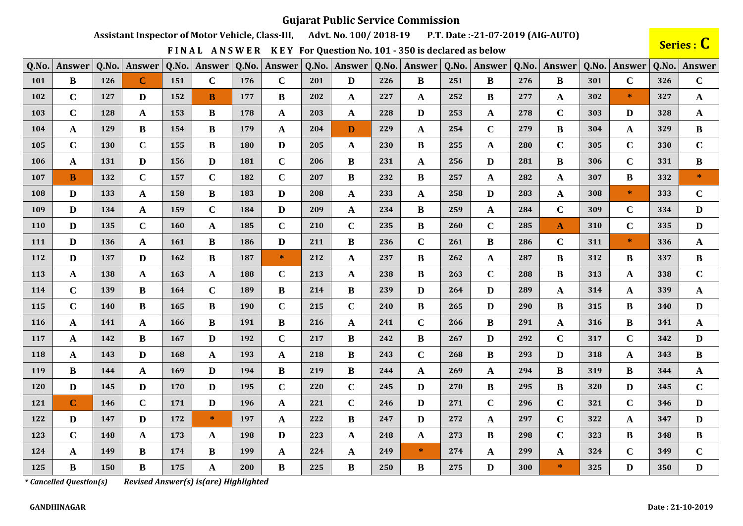# Gujarat Public Service Commission

**Assistant Inspector of Motor Vehicle, Class-III, Advt. No. 100/ 2018-19 P.T. Date :-21-07-2019 (AIG-AUTO)**

**FINAL ANSWER KEY For Question No. 101 - 350 is declared as below**

**Series : C**

| Q.No. | Answer | Q.No. | Answer | Q.No. | Answer | Q.No. | Answer | Q.No. | Answer | Q.No. | Answer | Q.No. | Answer | Q.No. | Answer | Q.No. | Answer | Q.No. | Answer |
|---|---|---|---|---|---|---|---|---|---|---|---|---|---|---|---|---|---|---|---|
| 101 | B | 126 | C | 151 | C | 176 | C | 201 | D | 226 | B | 251 | B | 276 | B | 301 | C | 326 | C |
| 102 | C | 127 | D | 152 | B | 177 | B | 202 | A | 227 | A | 252 | B | 277 | A | 302 | * | 327 | A |
| 103 | C | 128 | A | 153 | B | 178 | A | 203 | A | 228 | D | 253 | A | 278 | C | 303 | D | 328 | A |
| 104 | A | 129 | B | 154 | B | 179 | A | 204 | D | 229 | A | 254 | C | 279 | B | 304 | A | 329 | B |
| 105 | C | 130 | C | 155 | B | 180 | D | 205 | A | 230 | B | 255 | A | 280 | C | 305 | C | 330 | C |
| 106 | A | 131 | D | 156 | D | 181 | C | 206 | B | 231 | A | 256 | D | 281 | B | 306 | C | 331 | B |
| 107 | B | 132 | C | 157 | C | 182 | C | 207 | B | 232 | B | 257 | A | 282 | A | 307 | B | 332 | * |
| 108 | D | 133 | A | 158 | B | 183 | D | 208 | A | 233 | A | 258 | D | 283 | A | 308 | * | 333 | C |
| 109 | D | 134 | A | 159 | C | 184 | D | 209 | A | 234 | B | 259 | A | 284 | C | 309 | C | 334 | D |
| 110 | D | 135 | C | 160 | A | 185 | C | 210 | C | 235 | B | 260 | C | 285 | A | 310 | C | 335 | D |
| 111 | D | 136 | A | 161 | B | 186 | D | 211 | B | 236 | C | 261 | B | 286 | C | 311 | * | 336 | A |
| 112 | D | 137 | D | 162 | B | 187 | * | 212 | A | 237 | B | 262 | A | 287 | B | 312 | B | 337 | B |
| 113 | A | 138 | A | 163 | A | 188 | C | 213 | A | 238 | B | 263 | C | 288 | B | 313 | A | 338 | C |
| 114 | C | 139 | B | 164 | C | 189 | B | 214 | B | 239 | D | 264 | D | 289 | A | 314 | A | 339 | A |
| 115 | C | 140 | B | 165 | B | 190 | C | 215 | C | 240 | B | 265 | D | 290 | B | 315 | B | 340 | D |
| 116 | A | 141 | A | 166 | B | 191 | B | 216 | A | 241 | C | 266 | B | 291 | A | 316 | B | 341 | A |
| 117 | A | 142 | B | 167 | D | 192 | C | 217 | B | 242 | B | 267 | D | 292 | C | 317 | C | 342 | D |
| 118 | A | 143 | D | 168 | A | 193 | A | 218 | B | 243 | C | 268 | B | 293 | D | 318 | A | 343 | B |
| 119 | B | 144 | A | 169 | D | 194 | B | 219 | B | 244 | A | 269 | A | 294 | B | 319 | B | 344 | A |
| 120 | D | 145 | D | 170 | D | 195 | C | 220 | C | 245 | D | 270 | B | 295 | B | 320 | D | 345 | C |
| 121 | C | 146 | C | 171 | D | 196 | A | 221 | C | 246 | D | 271 | C | 296 | C | 321 | C | 346 | D |
| 122 | D | 147 | D | 172 | * | 197 | A | 222 | B | 247 | D | 272 | A | 297 | C | 322 | A | 347 | D |
| 123 | C | 148 | A | 173 | A | 198 | D | 223 | A | 248 | A | 273 | B | 298 | C | 323 | B | 348 | B |
| 124 | A | 149 | B | 174 | B | 199 | A | 224 | A | 249 | * | 274 | A | 299 | A | 324 | C | 349 | C |
| 125 | B | 150 | B | 175 | A | 200 | B | 225 | B | 250 | B | 275 | D | 300 | * | 325 | D | 350 | D |

*\* Cancelled Question(s) Revised Answer(s) is(are) Highlighted*

**GANDHINAGAR** **Date : 21-10-2019**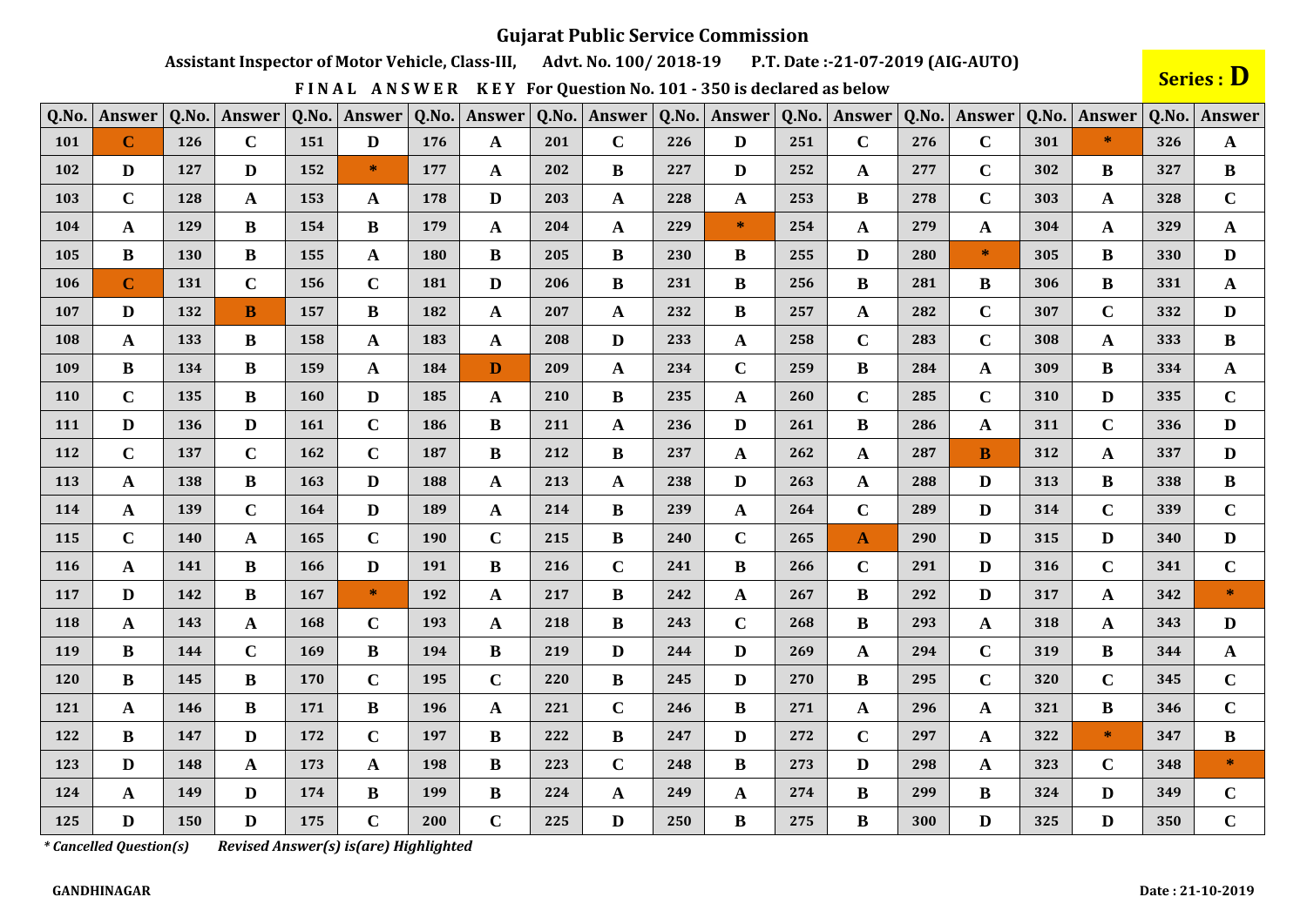# Gujarat Public Service Commission

**Assistant Inspector of Motor Vehicle, Class-III, Advt. No. 100/ 2018-19 P.T. Date :-21-07-2019 (AIG-AUTO)**

**F I N A L A N S W E R K E Y For Question No. 101 - 350 is declared as below**

**Series : D**

| Q.No. | Answer | Q.No. | Answer | Q.No. | Answer | Q.No. | Answer | Q.No. | Answer | Q.No. | Answer | Q.No. | Answer | Q.No. | Answer | Q.No. | Answer | Q.No. | Answer |
|---|---|---|---|---|---|---|---|---|---|---|---|---|---|---|---|---|---|---|---|
| 101 | C | 126 | C | 151 | D | 176 | A | 201 | C | 226 | D | 251 | C | 276 | C | 301 | * | 326 | A |
| 102 | D | 127 | D | 152 | * | 177 | A | 202 | B | 227 | D | 252 | A | 277 | C | 302 | B | 327 | B |
| 103 | C | 128 | A | 153 | A | 178 | D | 203 | A | 228 | A | 253 | B | 278 | C | 303 | A | 328 | C |
| 104 | A | 129 | B | 154 | B | 179 | A | 204 | A | 229 | * | 254 | A | 279 | A | 304 | A | 329 | A |
| 105 | B | 130 | B | 155 | A | 180 | B | 205 | B | 230 | B | 255 | D | 280 | * | 305 | B | 330 | D |
| 106 | C | 131 | C | 156 | C | 181 | D | 206 | B | 231 | B | 256 | B | 281 | B | 306 | B | 331 | A |
| 107 | D | 132 | B | 157 | B | 182 | A | 207 | A | 232 | B | 257 | A | 282 | C | 307 | C | 332 | D |
| 108 | A | 133 | B | 158 | A | 183 | A | 208 | D | 233 | A | 258 | C | 283 | C | 308 | A | 333 | B |
| 109 | B | 134 | B | 159 | A | 184 | D | 209 | A | 234 | C | 259 | B | 284 | A | 309 | B | 334 | A |
| 110 | C | 135 | B | 160 | D | 185 | A | 210 | B | 235 | A | 260 | C | 285 | C | 310 | D | 335 | C |
| 111 | D | 136 | D | 161 | C | 186 | B | 211 | A | 236 | D | 261 | B | 286 | A | 311 | C | 336 | D |
| 112 | C | 137 | C | 162 | C | 187 | B | 212 | B | 237 | A | 262 | A | 287 | B | 312 | A | 337 | D |
| 113 | A | 138 | B | 163 | D | 188 | A | 213 | A | 238 | D | 263 | A | 288 | D | 313 | B | 338 | B |
| 114 | A | 139 | C | 164 | D | 189 | A | 214 | B | 239 | A | 264 | C | 289 | D | 314 | C | 339 | C |
| 115 | C | 140 | A | 165 | C | 190 | C | 215 | B | 240 | C | 265 | A | 290 | D | 315 | D | 340 | D |
| 116 | A | 141 | B | 166 | D | 191 | B | 216 | C | 241 | B | 266 | C | 291 | D | 316 | C | 341 | C |
| 117 | D | 142 | B | 167 | * | 192 | A | 217 | B | 242 | A | 267 | B | 292 | D | 317 | A | 342 | * |
| 118 | A | 143 | A | 168 | C | 193 | A | 218 | B | 243 | C | 268 | B | 293 | A | 318 | A | 343 | D |
| 119 | B | 144 | C | 169 | B | 194 | B | 219 | D | 244 | D | 269 | A | 294 | C | 319 | B | 344 | A |
| 120 | B | 145 | B | 170 | C | 195 | C | 220 | B | 245 | D | 270 | B | 295 | C | 320 | C | 345 | C |
| 121 | A | 146 | B | 171 | B | 196 | A | 221 | C | 246 | B | 271 | A | 296 | A | 321 | B | 346 | C |
| 122 | B | 147 | D | 172 | C | 197 | B | 222 | B | 247 | D | 272 | C | 297 | A | 322 | * | 347 | B |
| 123 | D | 148 | A | 173 | A | 198 | B | 223 | C | 248 | B | 273 | D | 298 | A | 323 | C | 348 | * |
| 124 | A | 149 | D | 174 | B | 199 | B | 224 | A | 249 | A | 274 | B | 299 | B | 324 | D | 349 | C |
| 125 | D | 150 | D | 175 | C | 200 | C | 225 | D | 250 | B | 275 | B | 300 | D | 325 | D | 350 | C |

*\* Cancelled Question(s) Revised Answer(s) is(are) Highlighted*

**GANDHINAGAR** **Date : 21-10-2019**